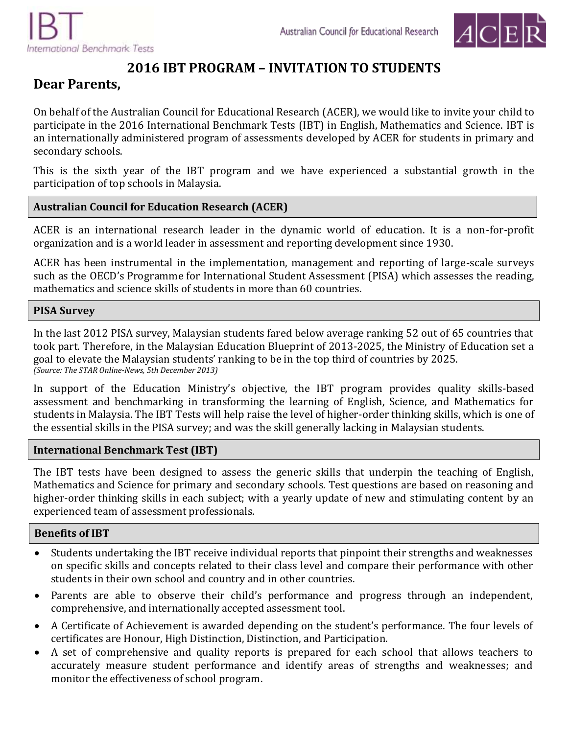# 2016 IBT PROGRAM – INVITATION TO STUDENTS

## Dear Parents,

On behalf of the Australian Council for Educational Research (ACER), we would like to invite your child to participate in the 2016 International Benchmark Tests (IBT) in English, Mathematics and Science. IBT is an internationally administered program of assessments developed by ACER for students in primary and secondary schools.

This is the sixth year of the IBT program and we have experienced a substantial growth in the participation of top schools in Malaysia.

### Australian Council for Education Research (ACER)

ACER is an international research leader in the dynamic world of education. It is a non-for-profit organization and is a world leader in assessment and reporting development since 1930.

ACER has been instrumental in the implementation, management and reporting of large-scale surveys such as the OECD's Programme for International Student Assessment (PISA) which assesses the reading, mathematics and science skills of students in more than 60 countries.

### PISA Survey

In the last 2012 PISA survey, Malaysian students fared below average ranking 52 out of 65 countries that took part. Therefore, in the Malaysian Education Blueprint of 2013-2025, the Ministry of Education set a goal to elevate the Malaysian students' ranking to be in the top third of countries by 2025.
*(Source: The STAR Online-News, 5th December 2013)*

In support of the Education Ministry's objective, the IBT program provides quality skills-based assessment and benchmarking in transforming the learning of English, Science, and Mathematics for students in Malaysia. The IBT Tests will help raise the level of higher-order thinking skills, which is one of the essential skills in the PISA survey; and was the skill generally lacking in Malaysian students.

### International Benchmark Test (IBT)

The IBT tests have been designed to assess the generic skills that underpin the teaching of English, Mathematics and Science for primary and secondary schools. Test questions are based on reasoning and higher-order thinking skills in each subject; with a yearly update of new and stimulating content by an experienced team of assessment professionals.

### Benefits of IBT

- Students undertaking the IBT receive individual reports that pinpoint their strengths and weaknesses on specific skills and concepts related to their class level and compare their performance with other students in their own school and country and in other countries.
- Parents are able to observe their child's performance and progress through an independent, comprehensive, and internationally accepted assessment tool.
- A Certificate of Achievement is awarded depending on the student's performance. The four levels of certificates are Honour, High Distinction, Distinction, and Participation.
- A set of comprehensive and quality reports is prepared for each school that allows teachers to accurately measure student performance and identify areas of strengths and weaknesses; and monitor the effectiveness of school program.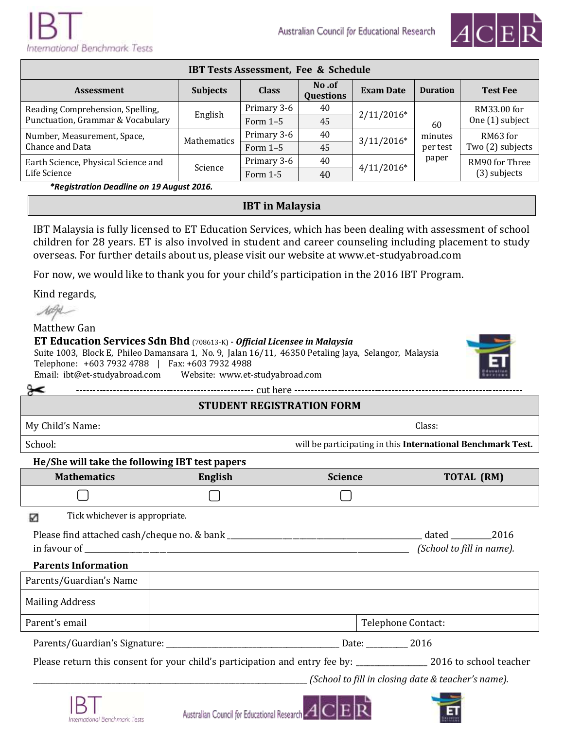IBT International Benchmark Tests

Australian Council for Educational Research ACER

| IBT Tests Assessment, Fee & Schedule | | | | | | |
|---|---|---|---|---|---|---|
| **Assessment** | **Subjects** | **Class** | **No .of Questions** | **Exam Date** | **Duration** | **Test Fee** |
| Reading Comprehension, Spelling, Punctuation, Grammar & Vocabulary | English | Primary 3-6 | 40 | 2/11/2016* | 60 minutes per test paper | RM33.00 for One (1) subject |
| | | Form 1–5 | 45 | | | |
| Number, Measurement, Space, Chance and Data | Mathematics | Primary 3-6 | 40 | 3/11/2016* | | RM63 for Two (2) subjects |
| | | Form 1–5 | 45 | | | |
| Earth Science, Physical Science and Life Science | Science | Primary 3-6 | 40 | 4/11/2016* | | RM90 for Three (3) subjects |
| | | Form 1-5 | 40 | | | |

***Registration Deadline on 19 August 2016.***

## IBT in Malaysia

IBT Malaysia is fully licensed to ET Education Services, which has been dealing with assessment of school children for 28 years. ET is also involved in student and career counseling including placement to study overseas. For further details about us, please visit our website at www.et-studyabroad.com

For now, we would like to thank you for your child's participation in the 2016 IBT Program.

Kind regards,

Matthew Gan

**ET Education Services Sdn Bhd** (708613-K) - ***Official Licensee in Malaysia***
Suite 1003, Block E, Phileo Damansara 1, No. 9, Jalan 16/11, 46350 Petaling Jaya, Selangor, Malaysia
Telephone: +603 7932 4788 | Fax: +603 7932 4988
Email: ibt@et-studyabroad.com Website: www.et-studyabroad.com

---------------------------------------------------- cut here ----------------------------------------------------

## STUDENT REGISTRATION FORM

| | |
|---|---|
| My Child's Name: | Class: |
| School: | will be participating in this **International Benchmark Test.** |

**He/She will take the following IBT test papers**

| Mathematics | English | Science | TOTAL (RM) |
|---|---|---|---|
| ☐ | ☐ | ☐ | |

☑ Tick whichever is appropriate.

Please find attached cash/cheque no. & bank ______________________________ dated ________2016
in favour of ______________________________________________ *(School to fill in name).*

**Parents Information**

| | | |
|---|---|---|
| Parents/Guardian's Name | | |
| Mailing Address | | |
| Parent's email | | Telephone Contact: |

Parents/Guardian's Signature: ______________________________ Date: _________ 2016

Please return this consent for your child's participation and entry fee by: _______________ 2016 to school teacher
______________________________________________ *(School to fill in closing date & teacher's name).*

IBT International Benchmark Tests | Australian Council for Educational Research ACER | ET